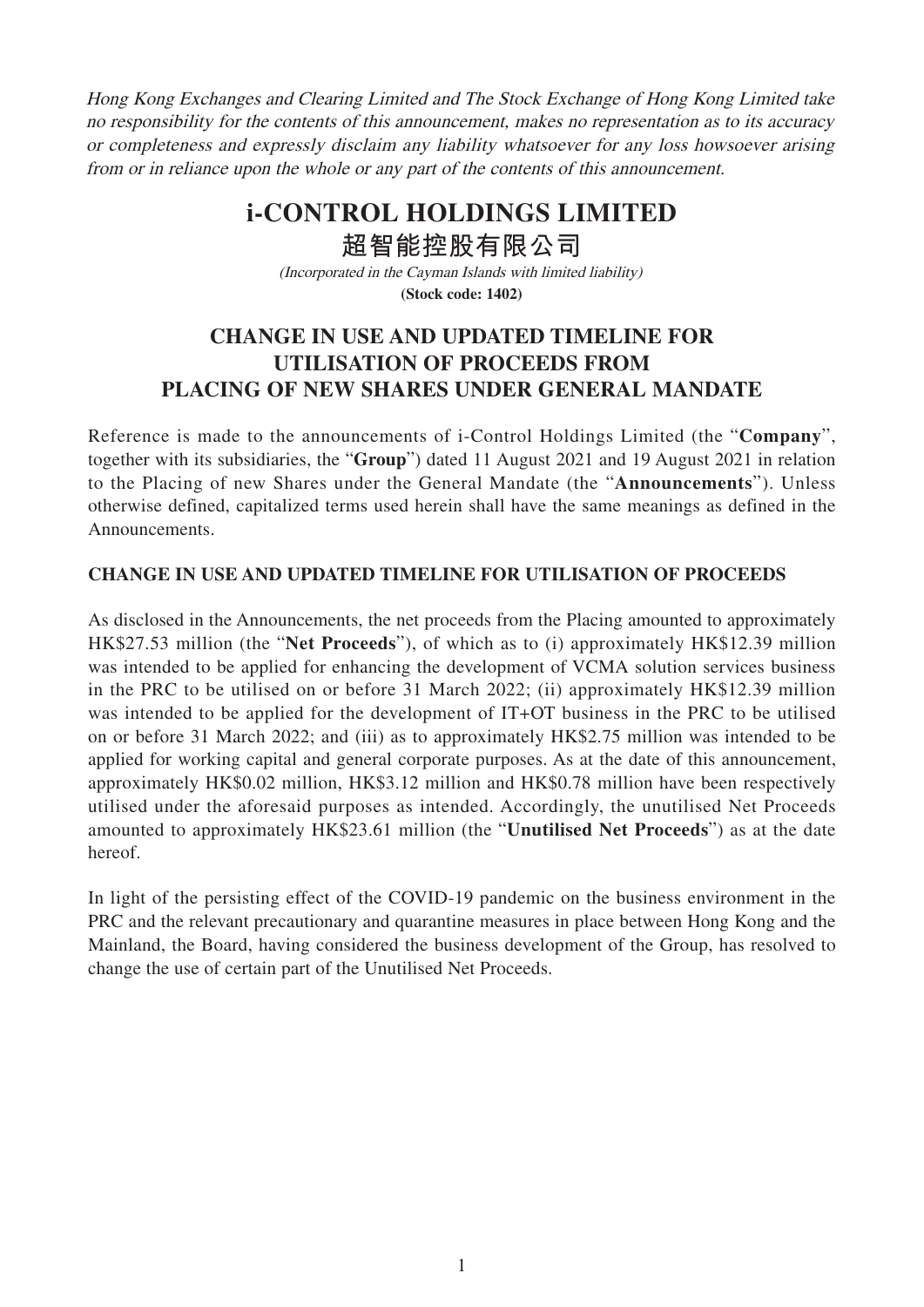*Hong Kong Exchanges and Clearing Limited and The Stock Exchange of Hong Kong Limited take no responsibility for the contents of this announcement, makes no representation as to its accuracy or completeness and expressly disclaim any liability whatsoever for any loss howsoever arising from or in reliance upon the whole or any part of the contents of this announcement.*

# i-CONTROL HOLDINGS LIMITED
# 超智能控股有限公司

*(Incorporated in the Cayman Islands with limited liability)*

**(Stock code: 1402)**

## CHANGE IN USE AND UPDATED TIMELINE FOR UTILISATION OF PROCEEDS FROM PLACING OF NEW SHARES UNDER GENERAL MANDATE

Reference is made to the announcements of i-Control Holdings Limited (the "**Company**", together with its subsidiaries, the "**Group**") dated 11 August 2021 and 19 August 2021 in relation to the Placing of new Shares under the General Mandate (the "**Announcements**"). Unless otherwise defined, capitalized terms used herein shall have the same meanings as defined in the Announcements.

### CHANGE IN USE AND UPDATED TIMELINE FOR UTILISATION OF PROCEEDS

As disclosed in the Announcements, the net proceeds from the Placing amounted to approximately HK$27.53 million (the "**Net Proceeds**"), of which as to (i) approximately HK$12.39 million was intended to be applied for enhancing the development of VCMA solution services business in the PRC to be utilised on or before 31 March 2022; (ii) approximately HK$12.39 million was intended to be applied for the development of IT+OT business in the PRC to be utilised on or before 31 March 2022; and (iii) as to approximately HK$2.75 million was intended to be applied for working capital and general corporate purposes. As at the date of this announcement, approximately HK$0.02 million, HK$3.12 million and HK$0.78 million have been respectively utilised under the aforesaid purposes as intended. Accordingly, the unutilised Net Proceeds amounted to approximately HK$23.61 million (the "**Unutilised Net Proceeds**") as at the date hereof.

In light of the persisting effect of the COVID-19 pandemic on the business environment in the PRC and the relevant precautionary and quarantine measures in place between Hong Kong and the Mainland, the Board, having considered the business development of the Group, has resolved to change the use of certain part of the Unutilised Net Proceeds.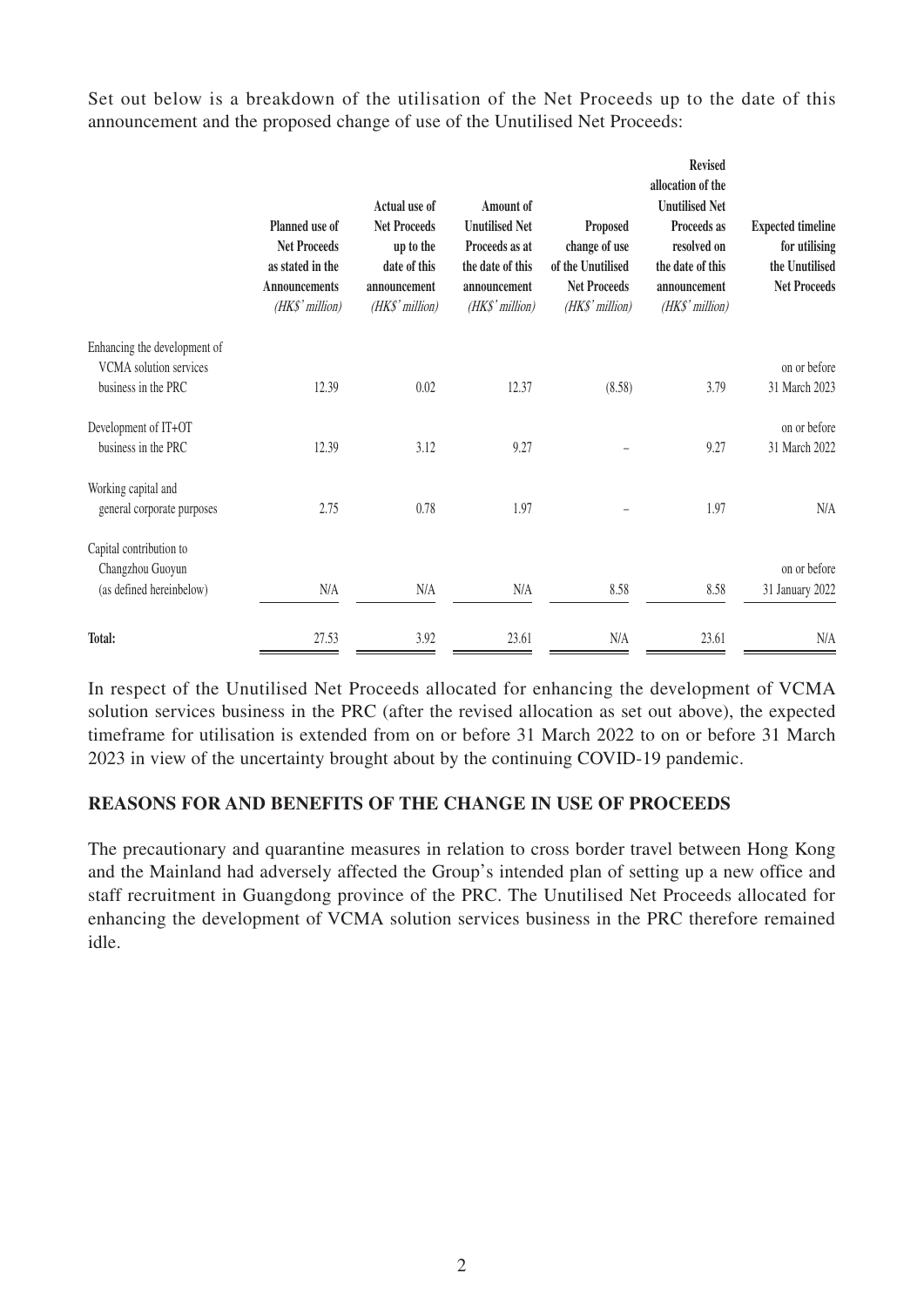Set out below is a breakdown of the utilisation of the Net Proceeds up to the date of this announcement and the proposed change of use of the Unutilised Net Proceeds:

| | Planned use of Net Proceeds as stated in the Announcements *(HK$' million)* | Actual use of Net Proceeds up to the date of this announcement *(HK$' million)* | Amount of Unutilised Net Proceeds as at the date of this announcement *(HK$' million)* | Proposed change of use of the Unutilised Net Proceeds *(HK$' million)* | Revised allocation of the Unutilised Net Proceeds as resolved on the date of this announcement *(HK$' million)* | Expected timeline for utilising the Unutilised Net Proceeds |
|---|---|---|---|---|---|---|
| Enhancing the development of VCMA solution services business in the PRC | 12.39 | 0.02 | 12.37 | (8.58) | 3.79 | on or before 31 March 2023 |
| Development of IT+OT business in the PRC | 12.39 | 3.12 | 9.27 | – | 9.27 | on or before 31 March 2022 |
| Working capital and general corporate purposes | 2.75 | 0.78 | 1.97 | – | 1.97 | N/A |
| Capital contribution to Changzhou Guoyun (as defined hereinbelow) | N/A | N/A | N/A | 8.58 | 8.58 | on or before 31 January 2022 |
| **Total:** | 27.53 | 3.92 | 23.61 | N/A | 23.61 | N/A |

In respect of the Unutilised Net Proceeds allocated for enhancing the development of VCMA solution services business in the PRC (after the revised allocation as set out above), the expected timeframe for utilisation is extended from on or before 31 March 2022 to on or before 31 March 2023 in view of the uncertainty brought about by the continuing COVID-19 pandemic.

**REASONS FOR AND BENEFITS OF THE CHANGE IN USE OF PROCEEDS**

The precautionary and quarantine measures in relation to cross border travel between Hong Kong and the Mainland had adversely affected the Group's intended plan of setting up a new office and staff recruitment in Guangdong province of the PRC. The Unutilised Net Proceeds allocated for enhancing the development of VCMA solution services business in the PRC therefore remained idle.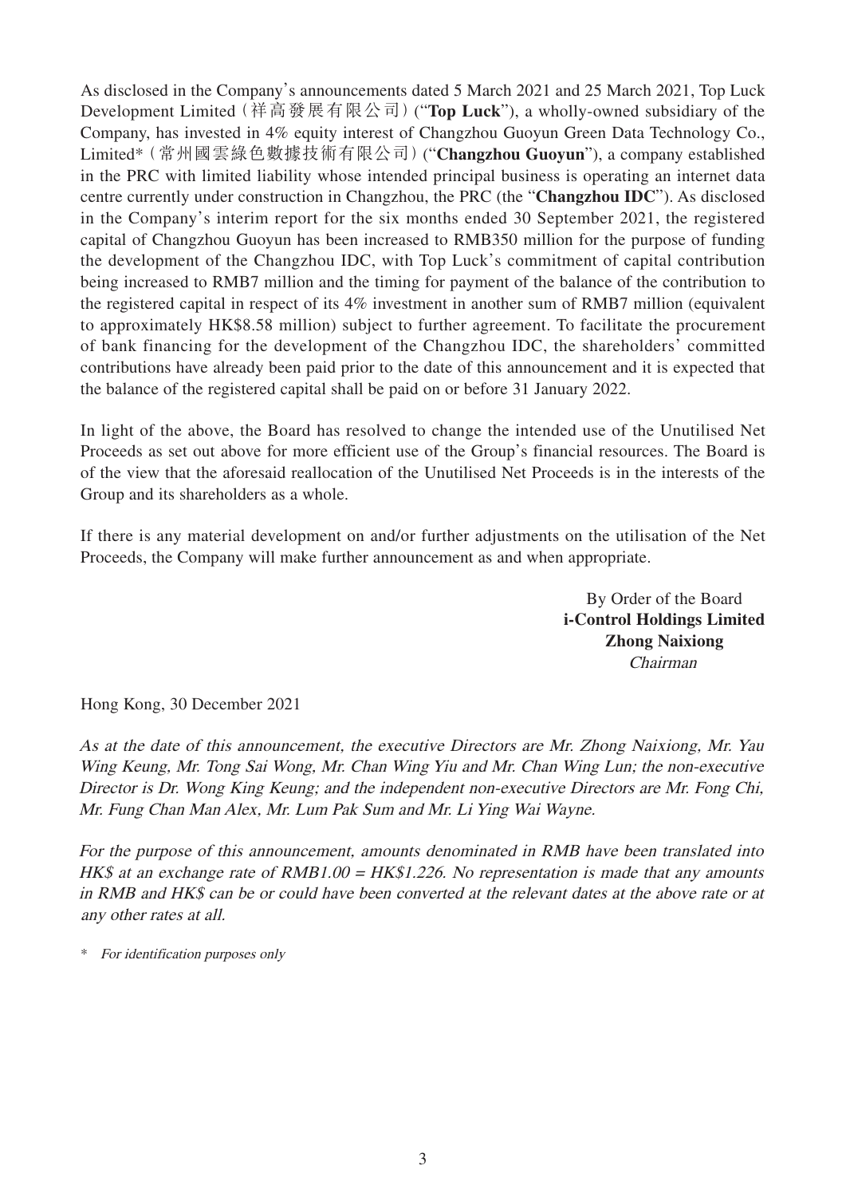As disclosed in the Company's announcements dated 5 March 2021 and 25 March 2021, Top Luck Development Limited（祥高發展有限公司）("**Top Luck**"), a wholly-owned subsidiary of the Company, has invested in 4% equity interest of Changzhou Guoyun Green Data Technology Co., Limited*（常州國雲綠色數據技術有限公司）("**Changzhou Guoyun**"), a company established in the PRC with limited liability whose intended principal business is operating an internet data centre currently under construction in Changzhou, the PRC (the "**Changzhou IDC**"). As disclosed in the Company's interim report for the six months ended 30 September 2021, the registered capital of Changzhou Guoyun has been increased to RMB350 million for the purpose of funding the development of the Changzhou IDC, with Top Luck's commitment of capital contribution being increased to RMB7 million and the timing for payment of the balance of the contribution to the registered capital in respect of its 4% investment in another sum of RMB7 million (equivalent to approximately HK$8.58 million) subject to further agreement. To facilitate the procurement of bank financing for the development of the Changzhou IDC, the shareholders' committed contributions have already been paid prior to the date of this announcement and it is expected that the balance of the registered capital shall be paid on or before 31 January 2022.

In light of the above, the Board has resolved to change the intended use of the Unutilised Net Proceeds as set out above for more efficient use of the Group's financial resources. The Board is of the view that the aforesaid reallocation of the Unutilised Net Proceeds is in the interests of the Group and its shareholders as a whole.

If there is any material development on and/or further adjustments on the utilisation of the Net Proceeds, the Company will make further announcement as and when appropriate.

By Order of the Board
**i-Control Holdings Limited**
**Zhong Naixiong**
*Chairman*

Hong Kong, 30 December 2021

*As at the date of this announcement, the executive Directors are Mr. Zhong Naixiong, Mr. Yau Wing Keung, Mr. Tong Sai Wong, Mr. Chan Wing Yiu and Mr. Chan Wing Lun; the non-executive Director is Dr. Wong King Keung; and the independent non-executive Directors are Mr. Fong Chi, Mr. Fung Chan Man Alex, Mr. Lum Pak Sum and Mr. Li Ying Wai Wayne.*

*For the purpose of this announcement, amounts denominated in RMB have been translated into HK$ at an exchange rate of RMB1.00 = HK$1.226. No representation is made that any amounts in RMB and HK$ can be or could have been converted at the relevant dates at the above rate or at any other rates at all.*

\* *For identification purposes only*